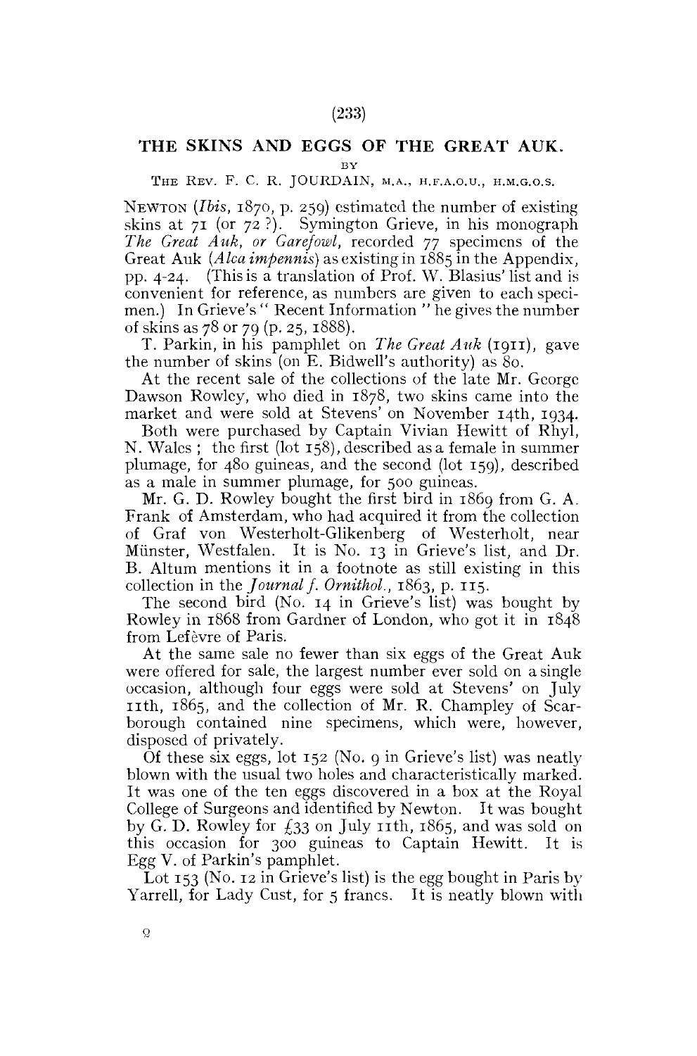# THE SKINS AND EGGS OF THE GREAT AUK.

BY

THE REV. F. C. R. JOURDAIN, M.A., H.F.A.O.U., H.M.G.O.S.

NEWTON (*Ibis*, 1870, p. 259) estimated the number of existing skins at 71 (or 72 ?). Symington Grieve, in his monograph *The Great Auk, or Garefowl*, recorded 77 specimens of the Great Auk (*Alca impennis*) as existing in 1885 in the Appendix, pp. 4-24. (This is a translation of Prof. W. Blasius' list and is convenient for reference, as numbers are given to each specimen.) In Grieve's " Recent Information " he gives the number of skins as 78 or 79 (p. 25, 1888).

T. Parkin, in his pamphlet on *The Great Auk* (1911), gave the number of skins (on E. Bidwell's authority) as 80.

At the recent sale of the collections of the late Mr. George Dawson Rowley, who died in 1878, two skins came into the market and were sold at Stevens' on November 14th, 1934.

Both were purchased by Captain Vivian Hewitt of Rhyl, N. Wales ; the first (lot 158), described as a female in summer plumage, for 480 guineas, and the second (lot 159), described as a male in summer plumage, for 500 guineas.

Mr. G. D. Rowley bought the first bird in 1869 from G. A. Frank of Amsterdam, who had acquired it from the collection of Graf von Westerholt-Glikenberg of Westerholt, near Münster, Westfalen. It is No. 13 in Grieve's list, and Dr. B. Altum mentions it in a footnote as still existing in this collection in the *Journal f. Ornithol.*, 1863, p. 115.

The second bird (No. 14 in Grieve's list) was bought by Rowley in 1868 from Gardner of London, who got it in 1848 from Lefèvre of Paris.

At the same sale no fewer than six eggs of the Great Auk were offered for sale, the largest number ever sold on a single occasion, although four eggs were sold at Stevens' on July 11th, 1865, and the collection of Mr. R. Champley of Scarborough contained nine specimens, which were, however, disposed of privately.

Of these six eggs, lot 152 (No. 9 in Grieve's list) was neatly blown with the usual two holes and characteristically marked. It was one of the ten eggs discovered in a box at the Royal College of Surgeons and identified by Newton. It was bought by G. D. Rowley for £33 on July 11th, 1865, and was sold on this occasion for 300 guineas to Captain Hewitt. It is Egg V. of Parkin's pamphlet.

Lot 153 (No. 12 in Grieve's list) is the egg bought in Paris by Yarrell, for Lady Cust, for 5 francs. It is neatly blown with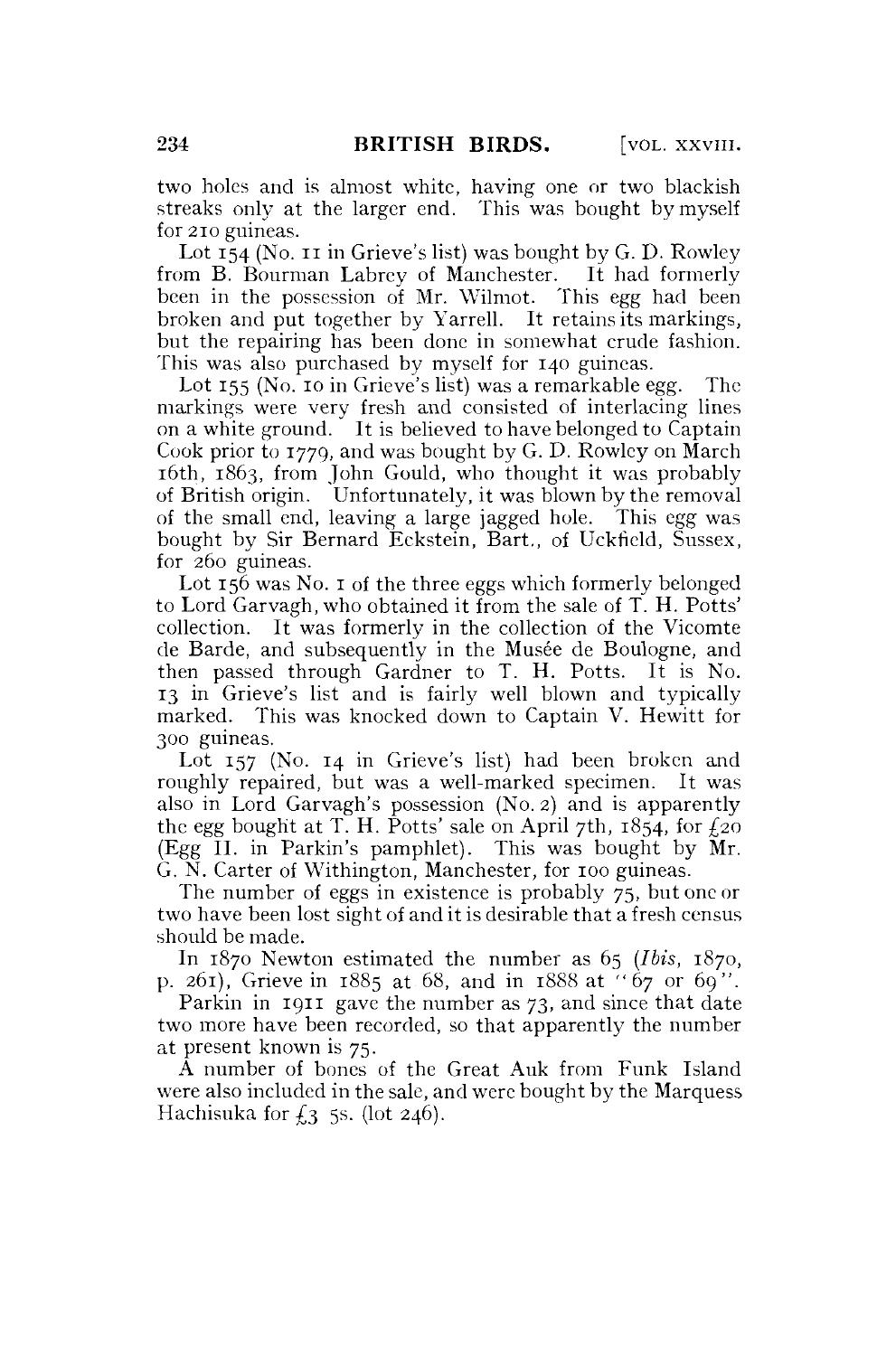two holes and is almost white, having one or two blackish streaks only at the larger end. This was bought by myself for 210 guineas.

Lot 154 (No. 11 in Grieve's list) was bought by G. D. Rowley from B. Bourman Labrey of Manchester. It had formerly been in the possession of Mr. Wilmot. This egg had been broken and put together by Yarrell. It retains its markings, but the repairing has been done in somewhat crude fashion. This was also purchased by myself for 140 guineas.

Lot 155 (No. 10 in Grieve's list) was a remarkable egg. The markings were very fresh and consisted of interlacing lines on a white ground. It is believed to have belonged to Captain Cook prior to 1779, and was bought by G. D. Rowley on March 16th, 1863, from John Gould, who thought it was probably of British origin. Unfortunately, it was blown by the removal of the small end, leaving a large jagged hole. This egg was bought by Sir Bernard Eckstein, Bart., of Uckfield, Sussex, for 260 guineas.

Lot 156 was No. 1 of the three eggs which formerly belonged to Lord Garvagh, who obtained it from the sale of T. H. Potts' collection. It was formerly in the collection of the Vicomte de Barde, and subsequently in the Musée de Boulogne, and then passed through Gardner to T. H. Potts. It is No. 13 in Grieve's list and is fairly well blown and typically marked. This was knocked down to Captain V. Hewitt for 300 guineas.

Lot 157 (No. 14 in Grieve's list) had been broken and roughly repaired, but was a well-marked specimen. It was also in Lord Garvagh's possession (No. 2) and is apparently the egg bought at T. H. Potts' sale on April 7th, 1854, for £20 (Egg II. in Parkin's pamphlet). This was bought by Mr. G. N. Carter of Withington, Manchester, for 100 guineas.

The number of eggs in existence is probably 75, but one or two have been lost sight of and it is desirable that a fresh census should be made.

In 1870 Newton estimated the number as 65 (*Ibis*, 1870, p. 261), Grieve in 1885 at 68, and in 1888 at "67 or 69".

Parkin in 1911 gave the number as 73, and since that date two more have been recorded, so that apparently the number at present known is 75.

A number of bones of the Great Auk from Funk Island were also included in the sale, and were bought by the Marquess Hachisuka for £3 5s. (lot 246).